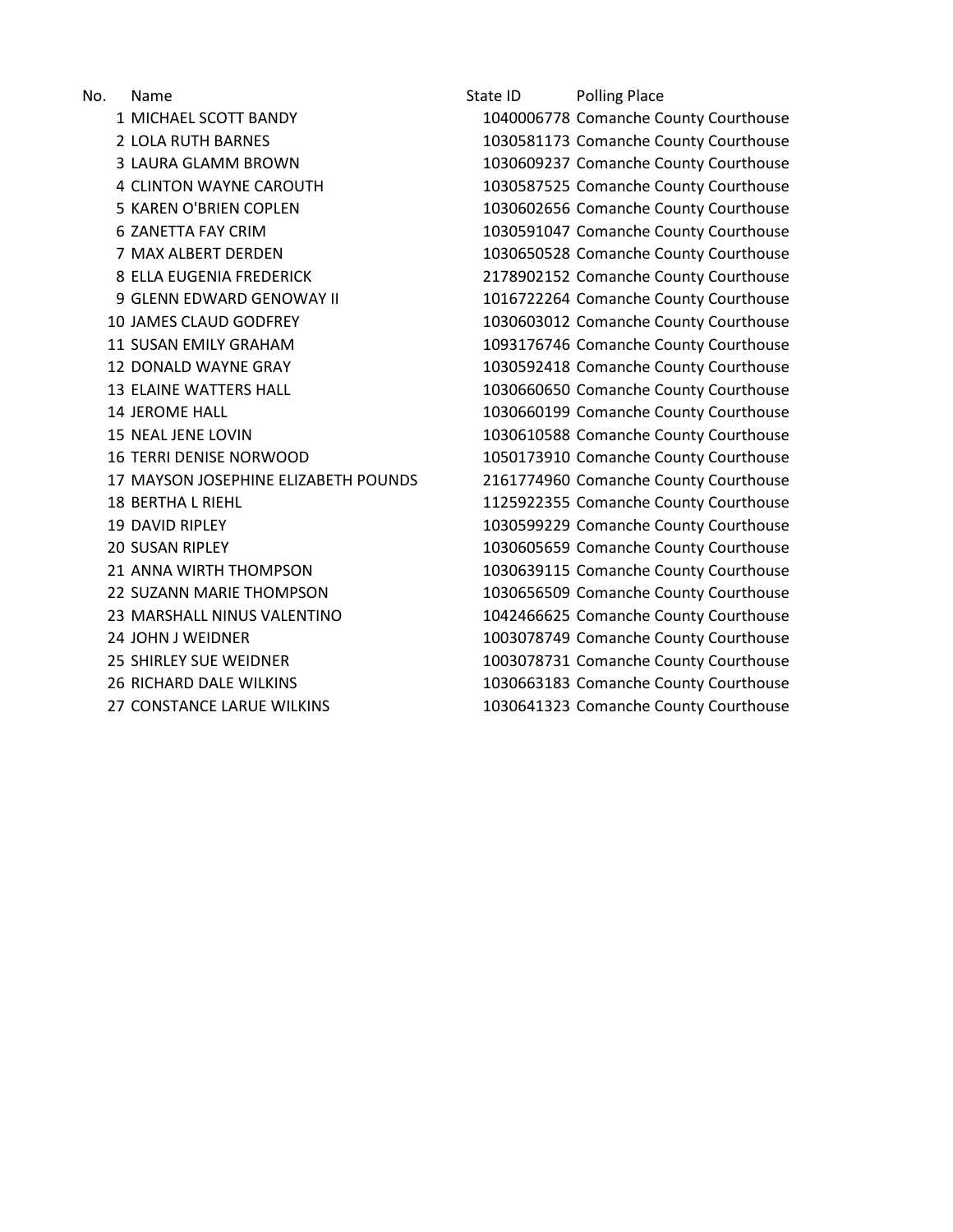| No. | Name | State ID | Polling Place |
|---|---|---|---|
| 1 | MICHAEL SCOTT BANDY | 1040006778 | Comanche County Courthouse |
| 2 | LOLA RUTH BARNES | 1030581173 | Comanche County Courthouse |
| 3 | LAURA GLAMM BROWN | 1030609237 | Comanche County Courthouse |
| 4 | CLINTON WAYNE CAROUTH | 1030587525 | Comanche County Courthouse |
| 5 | KAREN O'BRIEN COPLEN | 1030602656 | Comanche County Courthouse |
| 6 | ZANETTA FAY CRIM | 1030591047 | Comanche County Courthouse |
| 7 | MAX ALBERT DERDEN | 1030650528 | Comanche County Courthouse |
| 8 | ELLA EUGENIA FREDERICK | 2178902152 | Comanche County Courthouse |
| 9 | GLENN EDWARD GENOWAY II | 1016722264 | Comanche County Courthouse |
| 10 | JAMES CLAUD GODFREY | 1030603012 | Comanche County Courthouse |
| 11 | SUSAN EMILY GRAHAM | 1093176746 | Comanche County Courthouse |
| 12 | DONALD WAYNE GRAY | 1030592418 | Comanche County Courthouse |
| 13 | ELAINE WATTERS HALL | 1030660650 | Comanche County Courthouse |
| 14 | JEROME HALL | 1030660199 | Comanche County Courthouse |
| 15 | NEAL JENE LOVIN | 1030610588 | Comanche County Courthouse |
| 16 | TERRI DENISE NORWOOD | 1050173910 | Comanche County Courthouse |
| 17 | MAYSON JOSEPHINE ELIZABETH POUNDS | 2161774960 | Comanche County Courthouse |
| 18 | BERTHA L RIEHL | 1125922355 | Comanche County Courthouse |
| 19 | DAVID RIPLEY | 1030599229 | Comanche County Courthouse |
| 20 | SUSAN RIPLEY | 1030605659 | Comanche County Courthouse |
| 21 | ANNA WIRTH THOMPSON | 1030639115 | Comanche County Courthouse |
| 22 | SUZANN MARIE THOMPSON | 1030656509 | Comanche County Courthouse |
| 23 | MARSHALL NINUS VALENTINO | 1042466625 | Comanche County Courthouse |
| 24 | JOHN J WEIDNER | 1003078749 | Comanche County Courthouse |
| 25 | SHIRLEY SUE WEIDNER | 1003078731 | Comanche County Courthouse |
| 26 | RICHARD DALE WILKINS | 1030663183 | Comanche County Courthouse |
| 27 | CONSTANCE LARUE WILKINS | 1030641323 | Comanche County Courthouse |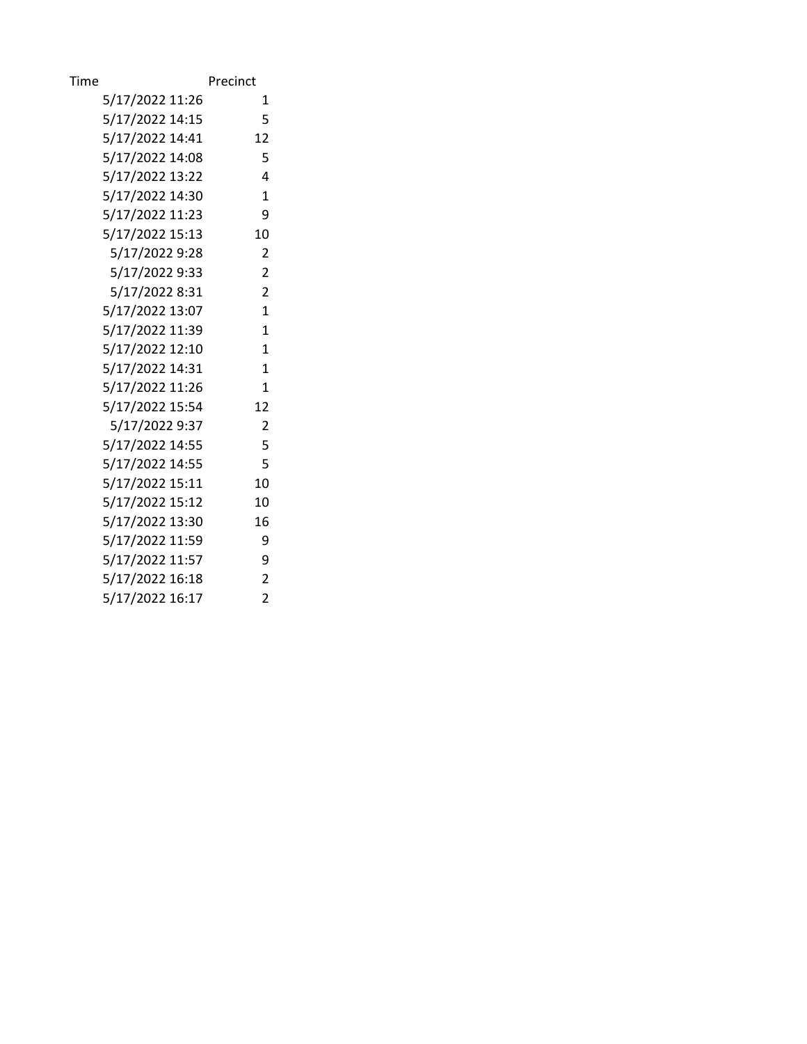| Time | Precinct |
| --- | --- |
| 5/17/2022 11:26 | 1 |
| 5/17/2022 14:15 | 5 |
| 5/17/2022 14:41 | 12 |
| 5/17/2022 14:08 | 5 |
| 5/17/2022 13:22 | 4 |
| 5/17/2022 14:30 | 1 |
| 5/17/2022 11:23 | 9 |
| 5/17/2022 15:13 | 10 |
| 5/17/2022 9:28 | 2 |
| 5/17/2022 9:33 | 2 |
| 5/17/2022 8:31 | 2 |
| 5/17/2022 13:07 | 1 |
| 5/17/2022 11:39 | 1 |
| 5/17/2022 12:10 | 1 |
| 5/17/2022 14:31 | 1 |
| 5/17/2022 11:26 | 1 |
| 5/17/2022 15:54 | 12 |
| 5/17/2022 9:37 | 2 |
| 5/17/2022 14:55 | 5 |
| 5/17/2022 14:55 | 5 |
| 5/17/2022 15:11 | 10 |
| 5/17/2022 15:12 | 10 |
| 5/17/2022 13:30 | 16 |
| 5/17/2022 11:59 | 9 |
| 5/17/2022 11:57 | 9 |
| 5/17/2022 16:18 | 2 |
| 5/17/2022 16:17 | 2 |